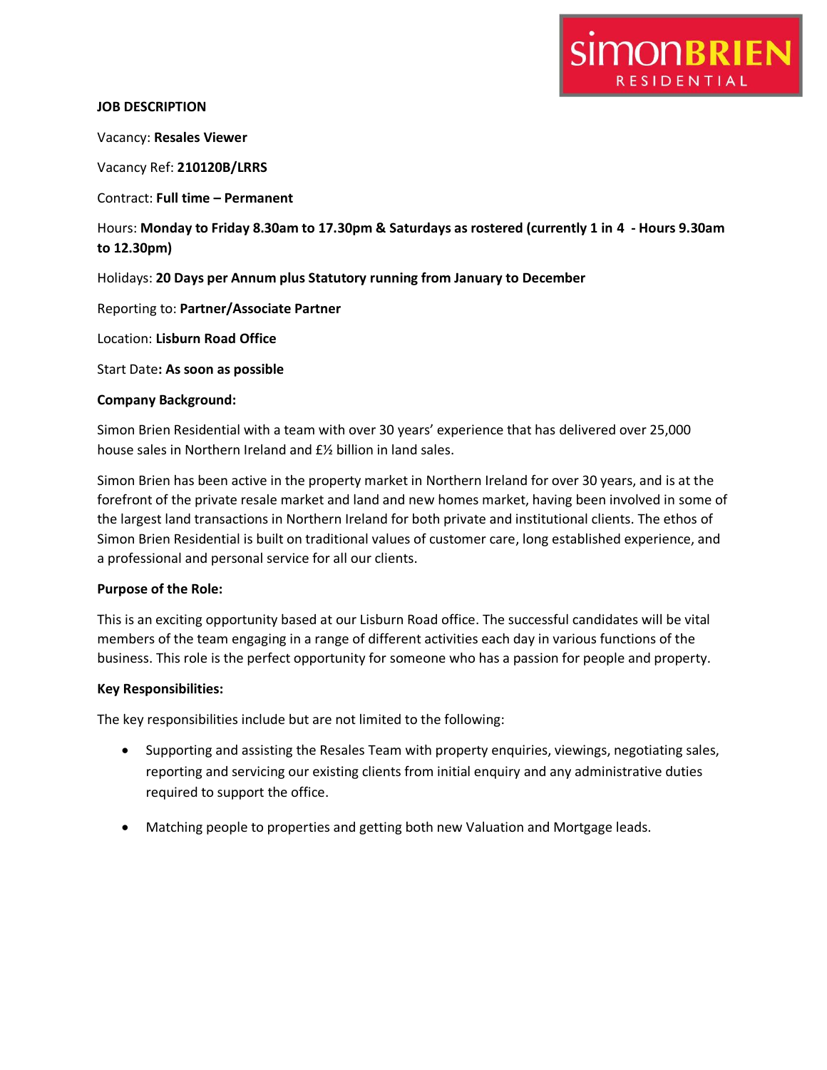simonBRIEN RESIDENTIAL

**JOB DESCRIPTION**

Vacancy: **Resales Viewer**

Vacancy Ref: **210120B/LRRS**

Contract: **Full time – Permanent**

Hours: **Monday to Friday 8.30am to 17.30pm & Saturdays as rostered (currently 1 in 4 - Hours 9.30am to 12.30pm)**

Holidays: **20 Days per Annum plus Statutory running from January to December**

Reporting to: **Partner/Associate Partner**

Location: **Lisburn Road Office**

Start Date**: As soon as possible**

**Company Background:**

Simon Brien Residential with a team with over 30 years' experience that has delivered over 25,000 house sales in Northern Ireland and £½ billion in land sales.

Simon Brien has been active in the property market in Northern Ireland for over 30 years, and is at the forefront of the private resale market and land and new homes market, having been involved in some of the largest land transactions in Northern Ireland for both private and institutional clients. The ethos of Simon Brien Residential is built on traditional values of customer care, long established experience, and a professional and personal service for all our clients.

**Purpose of the Role:**

This is an exciting opportunity based at our Lisburn Road office. The successful candidates will be vital members of the team engaging in a range of different activities each day in various functions of the business. This role is the perfect opportunity for someone who has a passion for people and property.

**Key Responsibilities:**

The key responsibilities include but are not limited to the following:

- Supporting and assisting the Resales Team with property enquiries, viewings, negotiating sales, reporting and servicing our existing clients from initial enquiry and any administrative duties required to support the office.
- Matching people to properties and getting both new Valuation and Mortgage leads.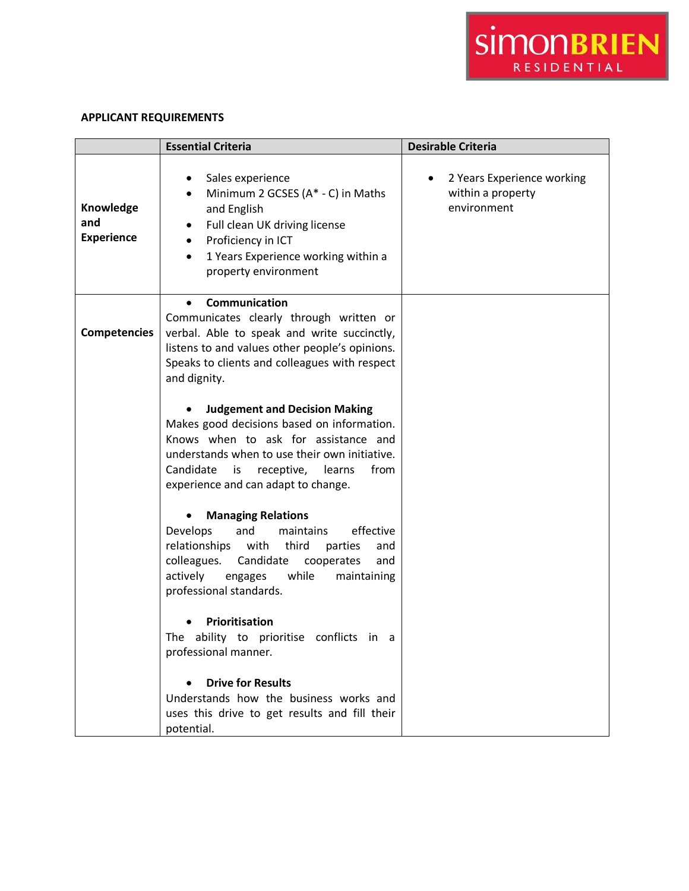**APPLICANT REQUIREMENTS**

| | Essential Criteria | Desirable Criteria |
|---|---|---|
| **Knowledge and Experience** | • Sales experience<br>• Minimum 2 GCSES (A* - C) in Maths and English<br>• Full clean UK driving license<br>• Proficiency in ICT<br>• 1 Years Experience working within a property environment | • 2 Years Experience working within a property environment |
| **Competencies** | • **Communication**<br>Communicates clearly through written or verbal. Able to speak and write succinctly, listens to and values other people's opinions. Speaks to clients and colleagues with respect and dignity.<br><br>• **Judgement and Decision Making**<br>Makes good decisions based on information. Knows when to ask for assistance and understands when to use their own initiative. Candidate is receptive, learns from experience and can adapt to change.<br><br>• **Managing Relations**<br>Develops and maintains effective relationships with third parties and colleagues. Candidate cooperates and actively engages while maintaining professional standards.<br><br>• **Prioritisation**<br>The ability to prioritise conflicts in a professional manner.<br><br>• **Drive for Results**<br>Understands how the business works and uses this drive to get results and fill their potential. | |